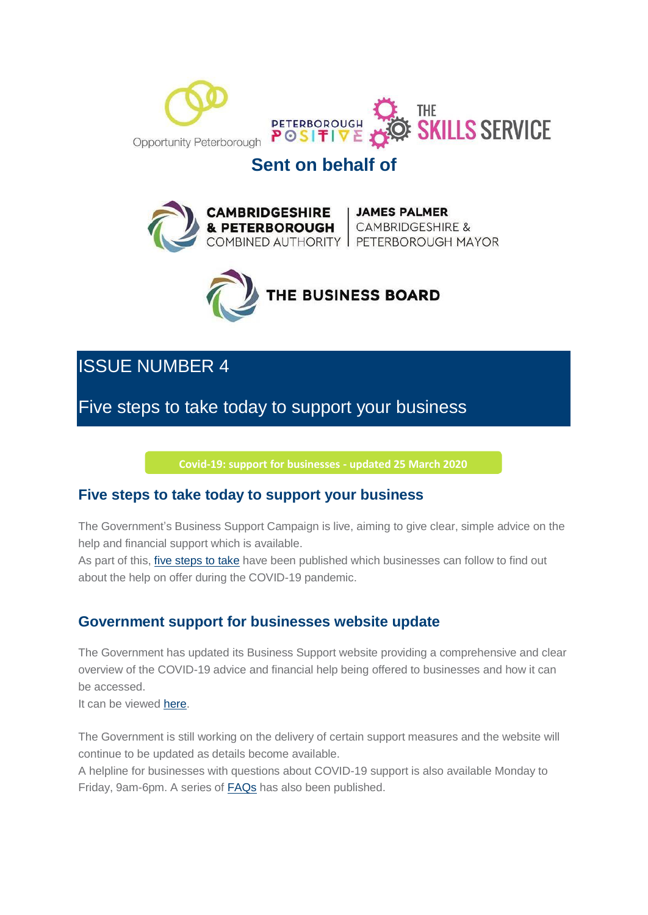Opportunity Peterborough

PETERBOROUGH POSITIVE

THE SKILLS SERVICE

**Sent on behalf of**

CAMBRIDGESHIRE & PETERBOROUGH COMBINED AUTHORITY | JAMES PALMER CAMBRIDGESHIRE & PETERBOROUGH MAYOR

THE BUSINESS BOARD

# ISSUE NUMBER 4

Five steps to take today to support your business

**Covid-19: support for businesses - updated 25 March 2020**

## Five steps to take today to support your business

The Government's Business Support Campaign is live, aiming to give clear, simple advice on the help and financial support which is available.
As part of this, five steps to take have been published which businesses can follow to find out about the help on offer during the COVID-19 pandemic.

## Government support for businesses website update

The Government has updated its Business Support website providing a comprehensive and clear overview of the COVID-19 advice and financial help being offered to businesses and how it can be accessed.
It can be viewed here.

The Government is still working on the delivery of certain support measures and the website will continue to be updated as details become available.
A helpline for businesses with questions about COVID-19 support is also available Monday to Friday, 9am-6pm. A series of FAQs has also been published.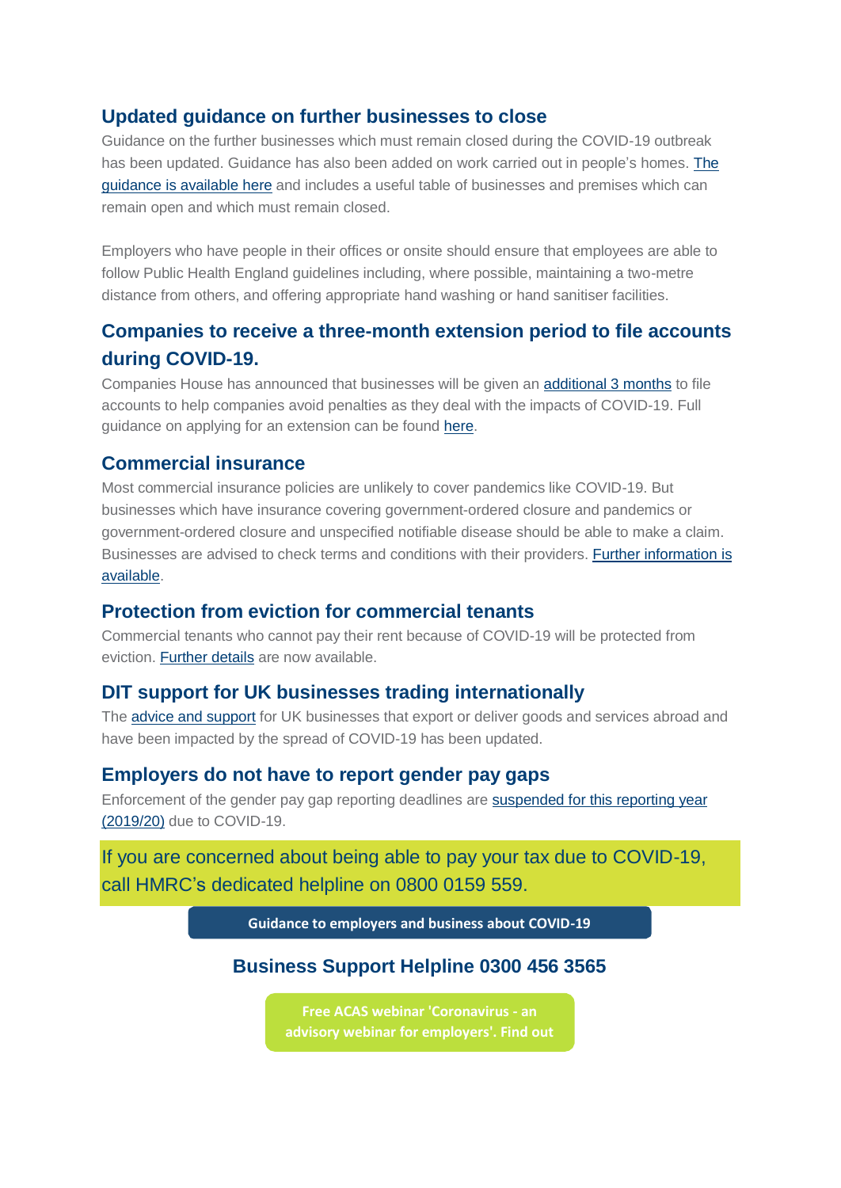## Updated guidance on further businesses to close

Guidance on the further businesses which must remain closed during the COVID-19 outbreak has been updated. Guidance has also been added on work carried out in people's homes. The guidance is available here and includes a useful table of businesses and premises which can remain open and which must remain closed.

Employers who have people in their offices or onsite should ensure that employees are able to follow Public Health England guidelines including, where possible, maintaining a two-metre distance from others, and offering appropriate hand washing or hand sanitiser facilities.

## Companies to receive a three-month extension period to file accounts during COVID-19.

Companies House has announced that businesses will be given an additional 3 months to file accounts to help companies avoid penalties as they deal with the impacts of COVID-19. Full guidance on applying for an extension can be found here.

## Commercial insurance

Most commercial insurance policies are unlikely to cover pandemics like COVID-19. But businesses which have insurance covering government-ordered closure and pandemics or government-ordered closure and unspecified notifiable disease should be able to make a claim. Businesses are advised to check terms and conditions with their providers. Further information is available.

## Protection from eviction for commercial tenants

Commercial tenants who cannot pay their rent because of COVID-19 will be protected from eviction. Further details are now available.

## DIT support for UK businesses trading internationally

The advice and support for UK businesses that export or deliver goods and services abroad and have been impacted by the spread of COVID-19 has been updated.

## Employers do not have to report gender pay gaps

Enforcement of the gender pay gap reporting deadlines are suspended for this reporting year (2019/20) due to COVID-19.

If you are concerned about being able to pay your tax due to COVID-19, call HMRC's dedicated helpline on 0800 0159 559.

**Guidance to employers and business about COVID-19**

### Business Support Helpline 0300 456 3565

**Free ACAS webinar 'Coronavirus - an advisory webinar for employers'. Find out**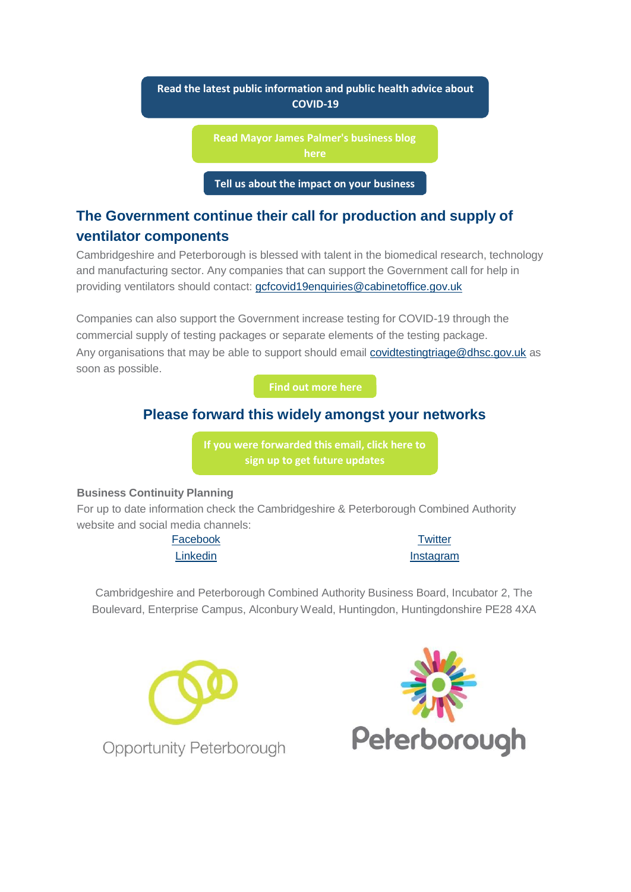Read the latest public information and public health advice about COVID-19

Read Mayor James Palmer's business blog here

Tell us about the impact on your business

## The Government continue their call for production and supply of ventilator components

Cambridgeshire and Peterborough is blessed with talent in the biomedical research, technology and manufacturing sector. Any companies that can support the Government call for help in providing ventilators should contact: gcfcovid19enquiries@cabinetoffice.gov.uk

Companies can also support the Government increase testing for COVID-19 through the commercial supply of testing packages or separate elements of the testing package. Any organisations that may be able to support should email covidtestingtriage@dhsc.gov.uk as soon as possible.

Find out more here

## Please forward this widely amongst your networks

If you were forwarded this email, click here to sign up to get future updates

**Business Continuity Planning**

For up to date information check the Cambridgeshire & Peterborough Combined Authority website and social media channels:

Facebook
Twitter
Linkedin
Instagram

Cambridgeshire and Peterborough Combined Authority Business Board, Incubator 2, The Boulevard, Enterprise Campus, Alconbury Weald, Huntingdon, Huntingdonshire PE28 4XA

Opportunity Peterborough

Peterborough